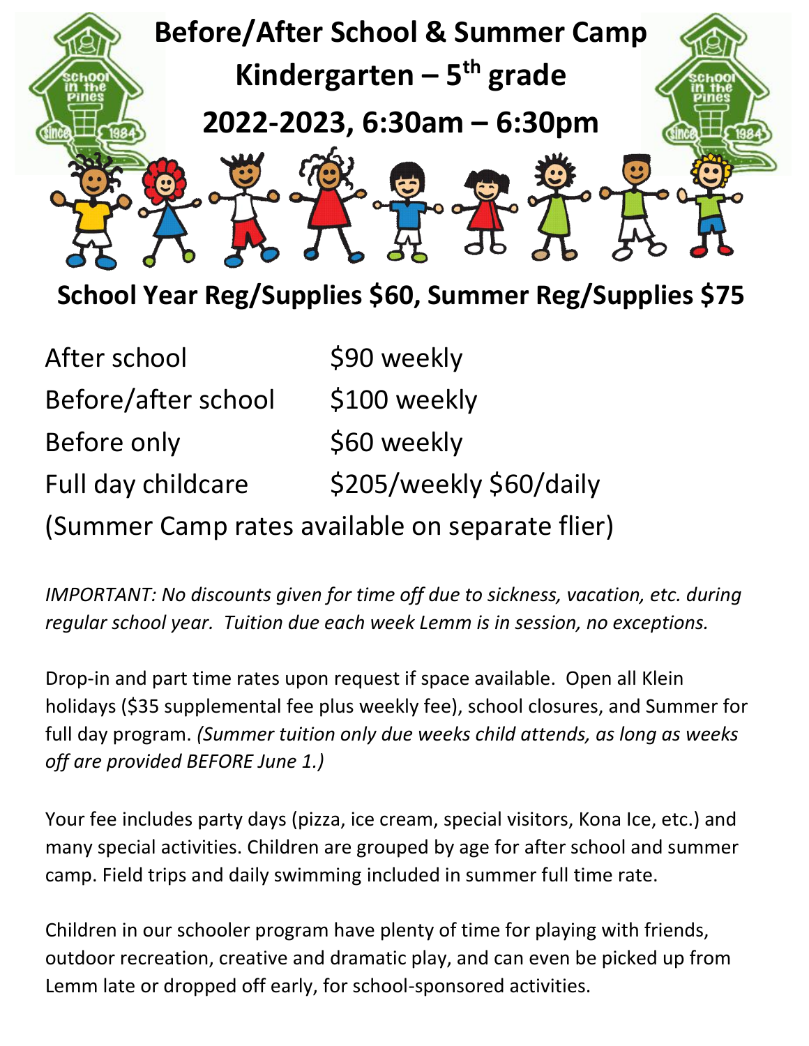# Before/After School & Summer Camp

## Kindergarten – 5th grade

## 2022-2023, 6:30am – 6:30pm

### School Year Reg/Supplies $60, Summer Reg/Supplies $75

| | |
|---|---|
| After school | $90 weekly |
| Before/after school | $100 weekly |
| Before only | $60 weekly |
| Full day childcare | $205/weekly $60/daily |

(Summer Camp rates available on separate flier)

*IMPORTANT: No discounts given for time off due to sickness, vacation, etc. during regular school year. Tuition due each week Lemm is in session, no exceptions.*

Drop-in and part time rates upon request if space available. Open all Klein holidays ($35 supplemental fee plus weekly fee), school closures, and Summer for full day program. *(Summer tuition only due weeks child attends, as long as weeks off are provided BEFORE June 1.)*

Your fee includes party days (pizza, ice cream, special visitors, Kona Ice, etc.) and many special activities. Children are grouped by age for after school and summer camp. Field trips and daily swimming included in summer full time rate.

Children in our schooler program have plenty of time for playing with friends, outdoor recreation, creative and dramatic play, and can even be picked up from Lemm late or dropped off early, for school-sponsored activities.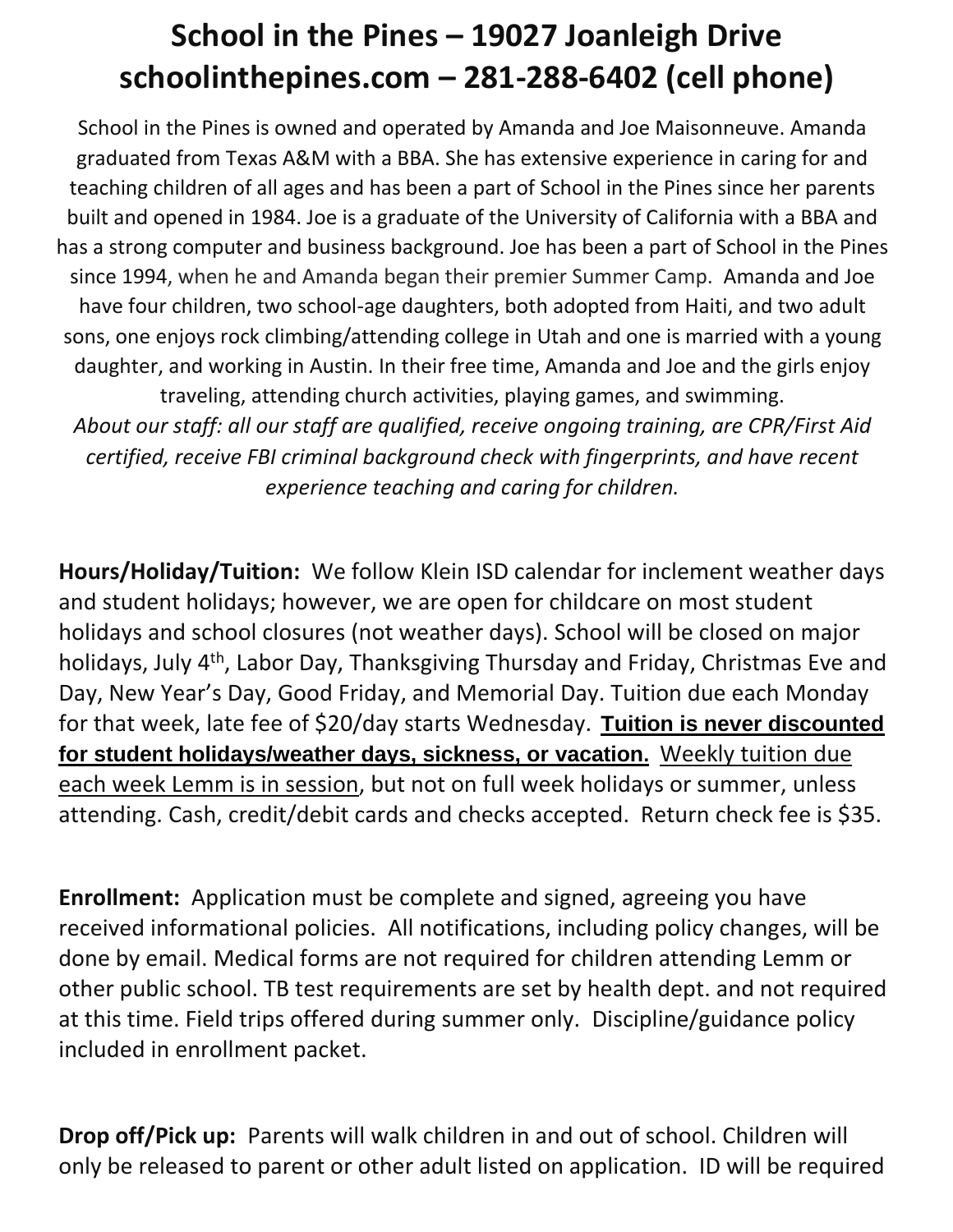# School in the Pines – 19027 Joanleigh Drive
# schoolinthepines.com – 281-288-6402 (cell phone)

School in the Pines is owned and operated by Amanda and Joe Maisonneuve. Amanda graduated from Texas A&M with a BBA. She has extensive experience in caring for and teaching children of all ages and has been a part of School in the Pines since her parents built and opened in 1984. Joe is a graduate of the University of California with a BBA and has a strong computer and business background. Joe has been a part of School in the Pines since 1994, when he and Amanda began their premier Summer Camp. Amanda and Joe have four children, two school-age daughters, both adopted from Haiti, and two adult sons, one enjoys rock climbing/attending college in Utah and one is married with a young daughter, and working in Austin. In their free time, Amanda and Joe and the girls enjoy traveling, attending church activities, playing games, and swimming.

*About our staff: all our staff are qualified, receive ongoing training, are CPR/First Aid certified, receive FBI criminal background check with fingerprints, and have recent experience teaching and caring for children.*

**Hours/Holiday/Tuition:** We follow Klein ISD calendar for inclement weather days and student holidays; however, we are open for childcare on most student holidays and school closures (not weather days). School will be closed on major holidays, July 4th, Labor Day, Thanksgiving Thursday and Friday, Christmas Eve and Day, New Year's Day, Good Friday, and Memorial Day. Tuition due each Monday for that week, late fee of $20/day starts Wednesday. **Tuition is never discounted for student holidays/weather days, sickness, or vacation.** Weekly tuition due each week Lemm is in session, but not on full week holidays or summer, unless attending. Cash, credit/debit cards and checks accepted. Return check fee is $35.

**Enrollment:** Application must be complete and signed, agreeing you have received informational policies. All notifications, including policy changes, will be done by email. Medical forms are not required for children attending Lemm or other public school. TB test requirements are set by health dept. and not required at this time. Field trips offered during summer only. Discipline/guidance policy included in enrollment packet.

**Drop off/Pick up:** Parents will walk children in and out of school. Children will only be released to parent or other adult listed on application. ID will be required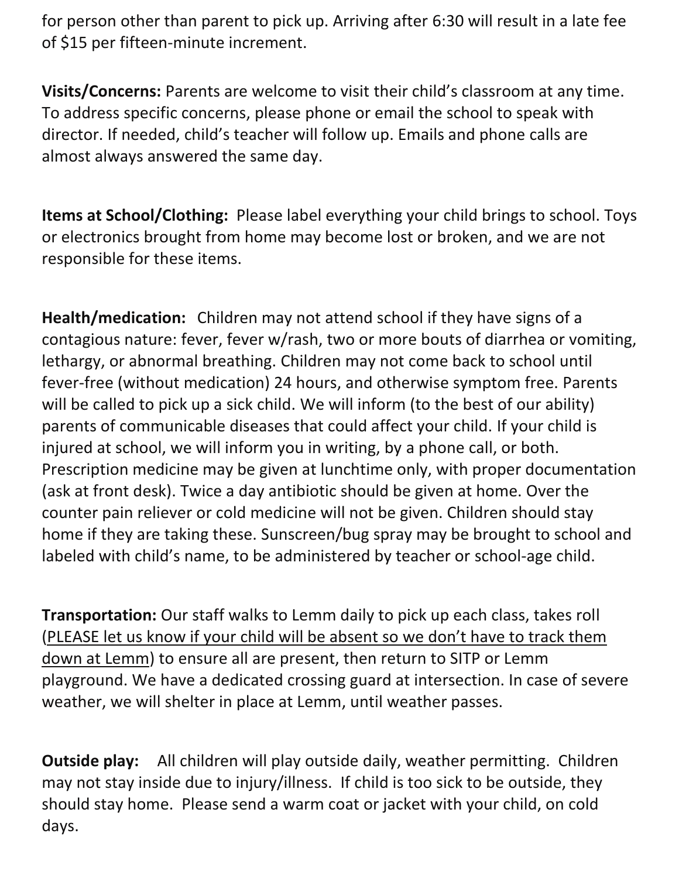for person other than parent to pick up. Arriving after 6:30 will result in a late fee of $15 per fifteen-minute increment.

**Visits/Concerns:** Parents are welcome to visit their child's classroom at any time. To address specific concerns, please phone or email the school to speak with director. If needed, child's teacher will follow up. Emails and phone calls are almost always answered the same day.

**Items at School/Clothing:** Please label everything your child brings to school. Toys or electronics brought from home may become lost or broken, and we are not responsible for these items.

**Health/medication:** Children may not attend school if they have signs of a contagious nature: fever, fever w/rash, two or more bouts of diarrhea or vomiting, lethargy, or abnormal breathing. Children may not come back to school until fever-free (without medication) 24 hours, and otherwise symptom free. Parents will be called to pick up a sick child. We will inform (to the best of our ability) parents of communicable diseases that could affect your child. If your child is injured at school, we will inform you in writing, by a phone call, or both. Prescription medicine may be given at lunchtime only, with proper documentation (ask at front desk). Twice a day antibiotic should be given at home. Over the counter pain reliever or cold medicine will not be given. Children should stay home if they are taking these. Sunscreen/bug spray may be brought to school and labeled with child's name, to be administered by teacher or school-age child.

**Transportation:** Our staff walks to Lemm daily to pick up each class, takes roll (<u>PLEASE let us know if your child will be absent so we don't have to track them down at Lemm</u>) to ensure all are present, then return to SITP or Lemm playground. We have a dedicated crossing guard at intersection. In case of severe weather, we will shelter in place at Lemm, until weather passes.

**Outside play:** All children will play outside daily, weather permitting. Children may not stay inside due to injury/illness. If child is too sick to be outside, they should stay home. Please send a warm coat or jacket with your child, on cold days.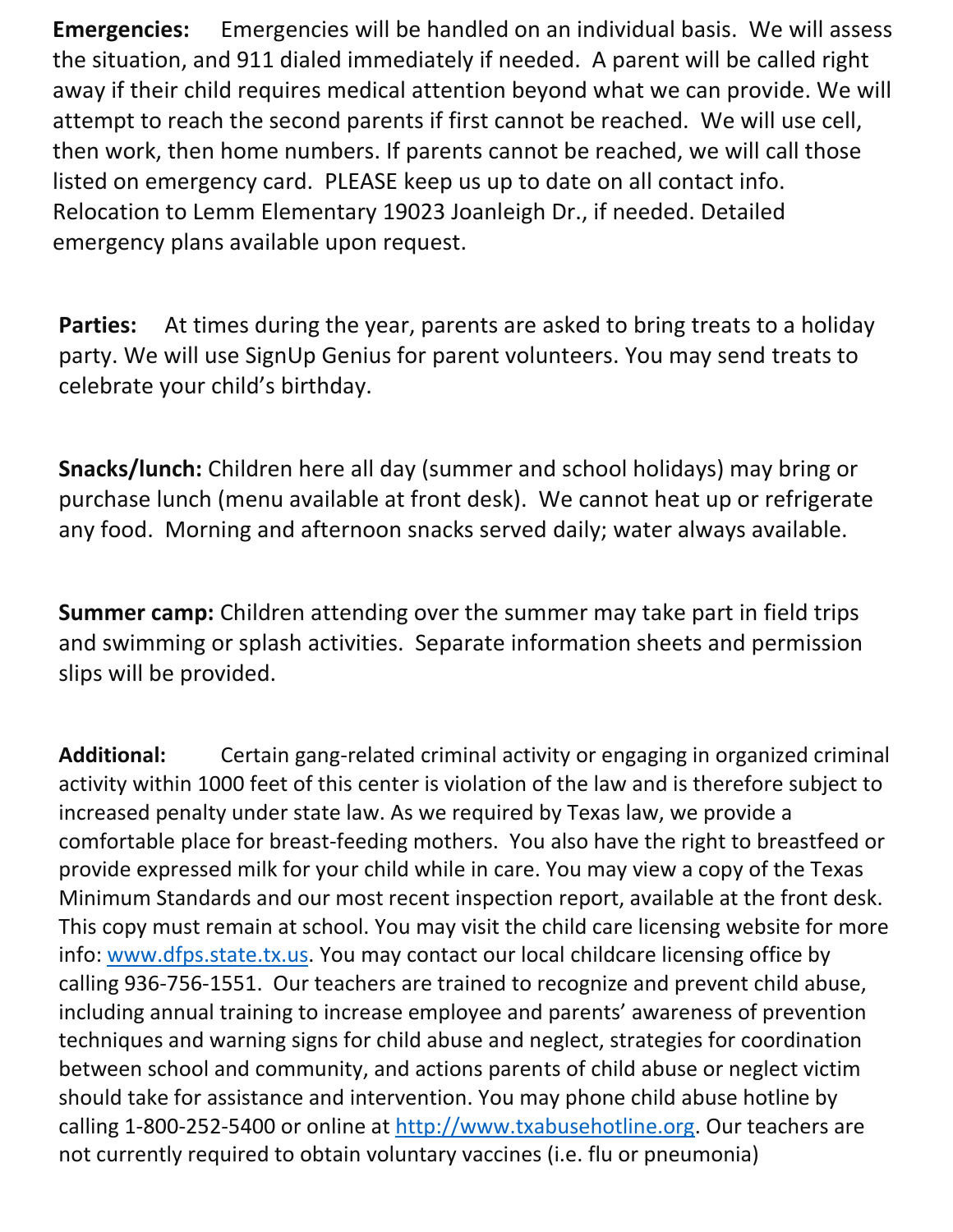**Emergencies:** Emergencies will be handled on an individual basis. We will assess the situation, and 911 dialed immediately if needed. A parent will be called right away if their child requires medical attention beyond what we can provide. We will attempt to reach the second parents if first cannot be reached. We will use cell, then work, then home numbers. If parents cannot be reached, we will call those listed on emergency card. PLEASE keep us up to date on all contact info. Relocation to Lemm Elementary 19023 Joanleigh Dr., if needed. Detailed emergency plans available upon request.

**Parties:** At times during the year, parents are asked to bring treats to a holiday party. We will use SignUp Genius for parent volunteers. You may send treats to celebrate your child's birthday.

**Snacks/lunch:** Children here all day (summer and school holidays) may bring or purchase lunch (menu available at front desk). We cannot heat up or refrigerate any food. Morning and afternoon snacks served daily; water always available.

**Summer camp:** Children attending over the summer may take part in field trips and swimming or splash activities. Separate information sheets and permission slips will be provided.

**Additional:** Certain gang-related criminal activity or engaging in organized criminal activity within 1000 feet of this center is violation of the law and is therefore subject to increased penalty under state law. As we required by Texas law, we provide a comfortable place for breast-feeding mothers. You also have the right to breastfeed or provide expressed milk for your child while in care. You may view a copy of the Texas Minimum Standards and our most recent inspection report, available at the front desk. This copy must remain at school. You may visit the child care licensing website for more info: www.dfps.state.tx.us. You may contact our local childcare licensing office by calling 936-756-1551. Our teachers are trained to recognize and prevent child abuse, including annual training to increase employee and parents' awareness of prevention techniques and warning signs for child abuse and neglect, strategies for coordination between school and community, and actions parents of child abuse or neglect victim should take for assistance and intervention. You may phone child abuse hotline by calling 1-800-252-5400 or online at http://www.txabusehotline.org. Our teachers are not currently required to obtain voluntary vaccines (i.e. flu or pneumonia)